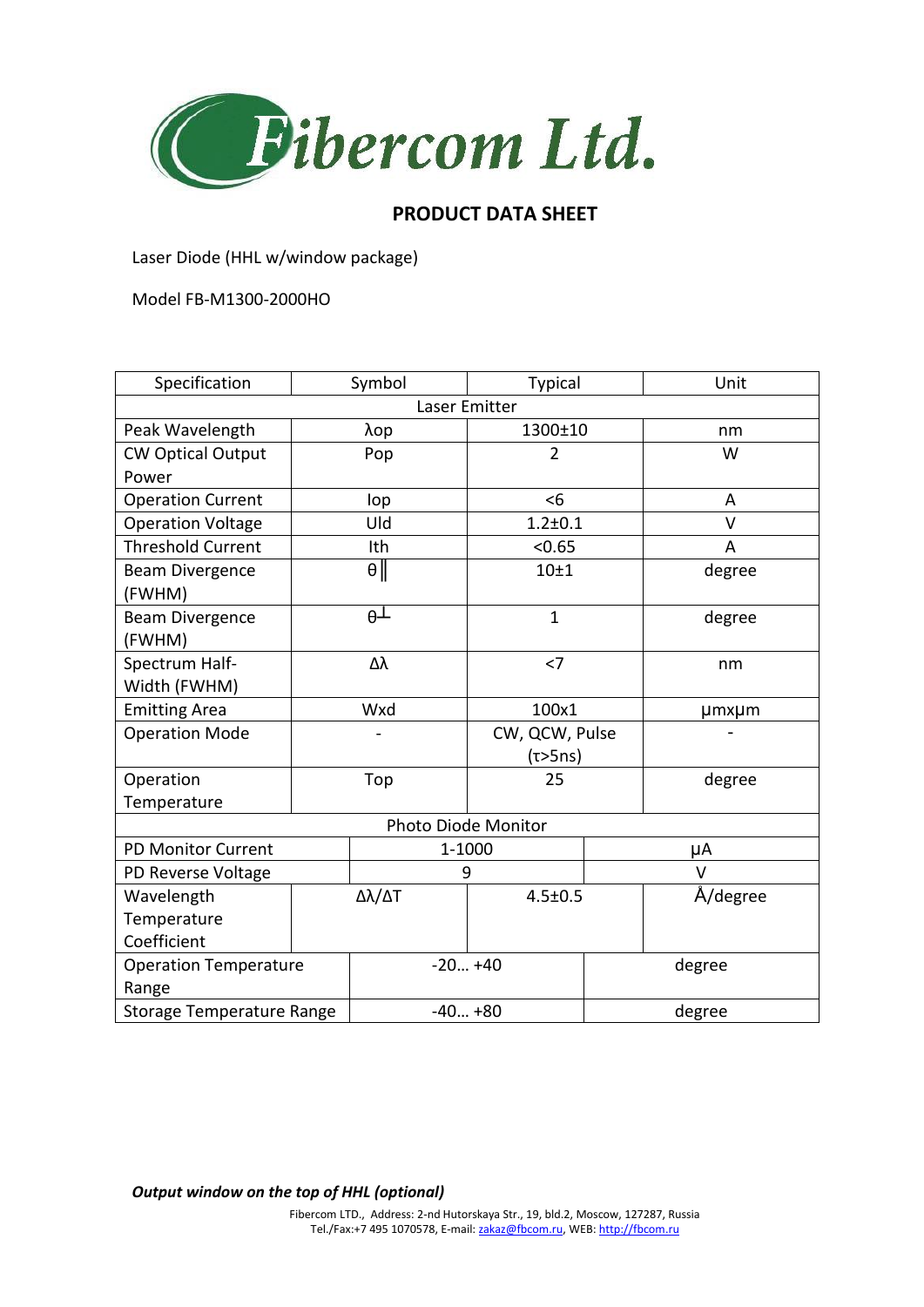Fibercom Ltd.

## PRODUCT DATA SHEET

Laser Diode (HHL w/window package)

Model FB-M1300-2000HO

| Specification | Symbol | Typical | Unit |
|---|---|---|---|
| Laser Emitter | | | |
| Peak Wavelength | λop | 1300±10 | nm |
| CW Optical Output Power | Pop | 2 | W |
| Operation Current | Iop | <6 | A |
| Operation Voltage | Uld | 1.2±0.1 | V |
| Threshold Current | Ith | <0.65 | A |
| Beam Divergence (FWHM) | θ‖ | 10±1 | degree |
| Beam Divergence (FWHM) | θ┴ | 1 | degree |
| Spectrum Half-Width (FWHM) | Δλ | <7 | nm |
| Emitting Area | Wxd | 100x1 | μmxμm |
| Operation Mode | - | CW, QCW, Pulse (τ>5ns) | - |
| Operation Temperature | Top | 25 | degree |
| Photo Diode Monitor | | | |
| PD Monitor Current | | 1-1000 | μA |
| PD Reverse Voltage | | 9 | V |
| Wavelength Temperature Coefficient | Δλ/ΔT | 4.5±0.5 | Å/degree |
| Operation Temperature Range | | -20… +40 | degree |
| Storage Temperature Range | | -40… +80 | degree |

***Output window on the top of HHL (optional)***

Fibercom LTD., Address: 2-nd Hutorskaya Str., 19, bld.2, Moscow, 127287, Russia
Tel./Fax:+7 495 1070578, E-mail: zakaz@fbcom.ru, WEB: http://fbcom.ru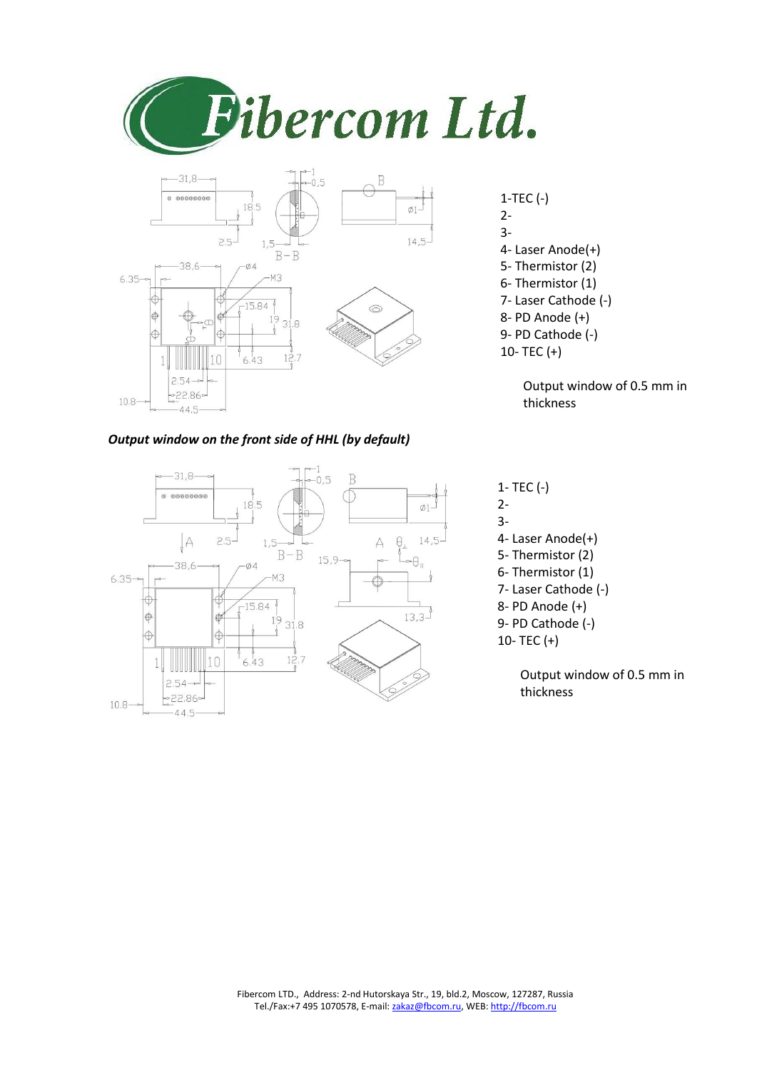# Fibercom Ltd.

31,8
18.5
2.5
1
0,5
1,5
B–B
B
Ø1
14,5
38,6
6.35
Ø4
M3
15.84
19
31.8
6.43
12.7
1
10
2.54
22.86
10.8
44.5

1-TEC (-)
2-
3-
4- Laser Anode(+)
5- Thermistor (2)
6- Thermistor (1)
7- Laser Cathode (-)
8- PD Anode (+)
9- PD Cathode (-)
10- TEC (+)

Output window of 0.5 mm in thickness

***Output window on the front side of HHL (by default)***

31,8
18.5
2.5
A
1
0,5
1,5
B–B
B
Ø1
14,5
A
$\theta_{\perp}$
$\theta_{\parallel}$
15,9
13,3
38,6
6.35
Ø4
M3
15.84
19
31.8
6.43
12.7
1
10
2.54
22.86
10.8
44.5

1- TEC (-)
2-
3-
4- Laser Anode(+)
5- Thermistor (2)
6- Thermistor (1)
7- Laser Cathode (-)
8- PD Anode (+)
9- PD Cathode (-)
10- TEC (+)

Output window of 0.5 mm in thickness

Fibercom LTD., Address: 2-nd Hutorskaya Str., 19, bld.2, Moscow, 127287, Russia
Tel./Fax:+7 495 1070578, E-mail: zakaz@fbcom.ru, WEB: http://fbcom.ru